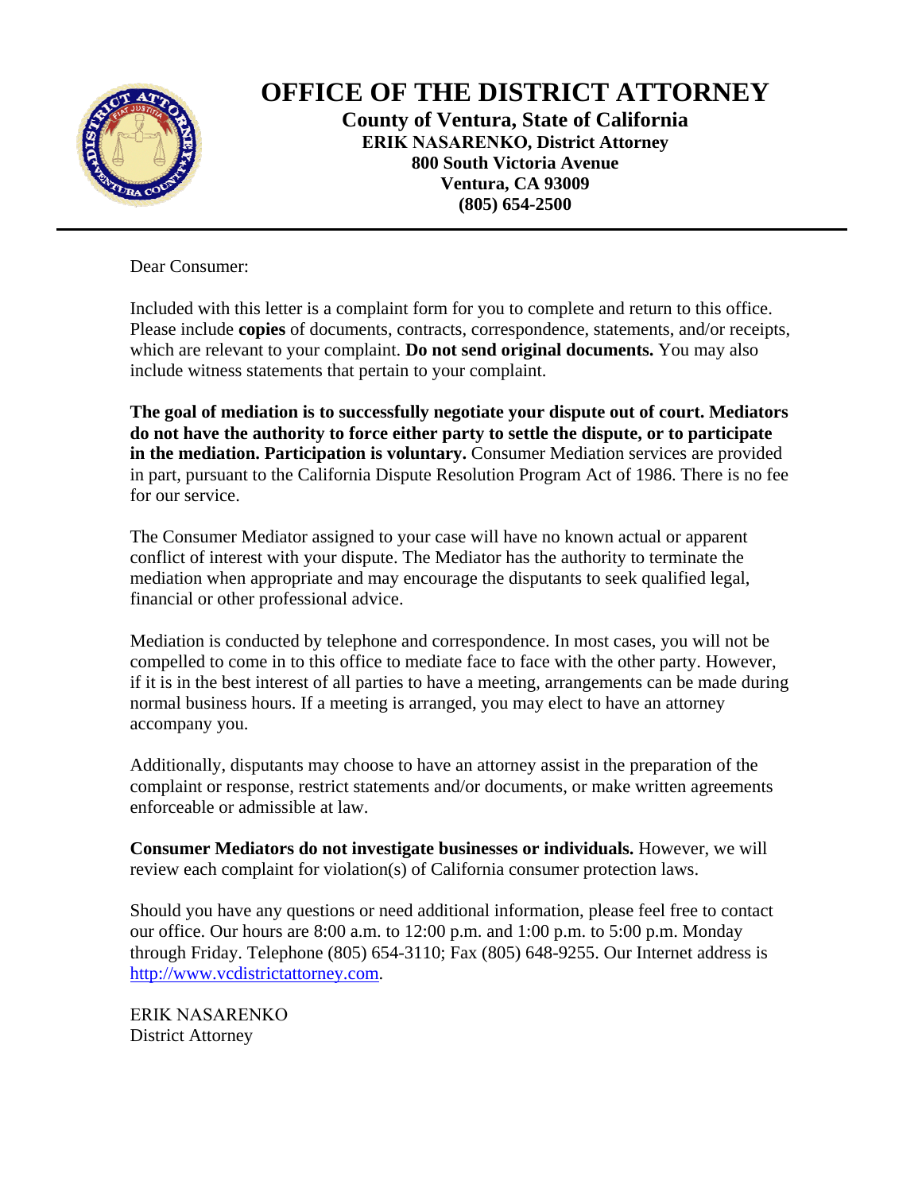# OFFICE OF THE DISTRICT ATTORNEY

**County of Ventura, State of California**
**ERIK NASARENKO, District Attorney**
**800 South Victoria Avenue**
**Ventura, CA 93009**
**(805) 654-2500**

---

Dear Consumer:

Included with this letter is a complaint form for you to complete and return to this office. Please include **copies** of documents, contracts, correspondence, statements, and/or receipts, which are relevant to your complaint. **Do not send original documents.** You may also include witness statements that pertain to your complaint.

**The goal of mediation is to successfully negotiate your dispute out of court. Mediators do not have the authority to force either party to settle the dispute, or to participate in the mediation. Participation is voluntary.** Consumer Mediation services are provided in part, pursuant to the California Dispute Resolution Program Act of 1986. There is no fee for our service.

The Consumer Mediator assigned to your case will have no known actual or apparent conflict of interest with your dispute. The Mediator has the authority to terminate the mediation when appropriate and may encourage the disputants to seek qualified legal, financial or other professional advice.

Mediation is conducted by telephone and correspondence. In most cases, you will not be compelled to come in to this office to mediate face to face with the other party. However, if it is in the best interest of all parties to have a meeting, arrangements can be made during normal business hours. If a meeting is arranged, you may elect to have an attorney accompany you.

Additionally, disputants may choose to have an attorney assist in the preparation of the complaint or response, restrict statements and/or documents, or make written agreements enforceable or admissible at law.

**Consumer Mediators do not investigate businesses or individuals.** However, we will review each complaint for violation(s) of California consumer protection laws.

Should you have any questions or need additional information, please feel free to contact our office. Our hours are 8:00 a.m. to 12:00 p.m. and 1:00 p.m. to 5:00 p.m. Monday through Friday. Telephone (805) 654-3110; Fax (805) 648-9255. Our Internet address is http://www.vcdistrictattorney.com.

ERIK NASARENKO
District Attorney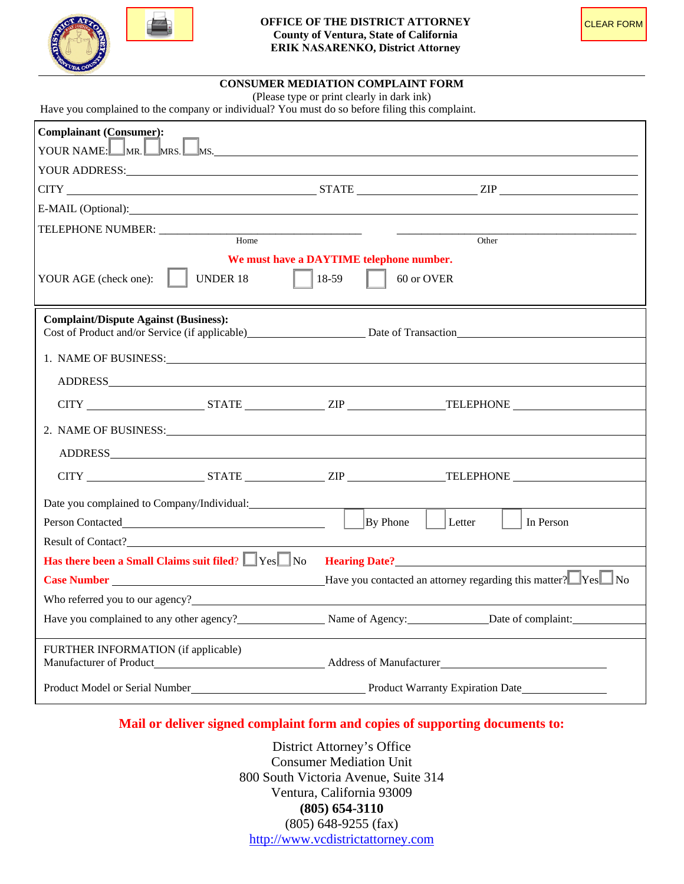CLEAR FORM

**OFFICE OF THE DISTRICT ATTORNEY**
**County of Ventura, State of California**
**ERIK NASARENKO, District Attorney**

## CONSUMER MEDIATION COMPLAINT FORM

(Please type or print clearly in dark ink)

Have you complained to the company or individual? You must do so before filing this complaint.

**Complainant (Consumer):**

YOUR NAME: ☐ MR. ☐ MRS. ☐ MS. ____________________

YOUR ADDRESS: ____________________

CITY ____________________ STATE ____________________ ZIP ____________________

E-MAIL (Optional): ____________________

TELEPHONE NUMBER: ____________________ (Home) ____________________ (Other)

**We must have a DAYTIME telephone number.**

YOUR AGE (check one): ☐ UNDER 18 ☐ 18-59 ☐ 60 or OVER

**Complaint/Dispute Against (Business):**

Cost of Product and/or Service (if applicable) ____________________ Date of Transaction ____________________

1. NAME OF BUSINESS: ____________________

   ADDRESS ____________________

   CITY ____________________ STATE ____________________ ZIP ____________________ TELEPHONE ____________________

2. NAME OF BUSINESS: ____________________

   ADDRESS ____________________

   CITY ____________________ STATE ____________________ ZIP ____________________ TELEPHONE ____________________

Date you complained to Company/Individual: ____________________

Person Contacted ____________________ ☐ By Phone ☐ Letter ☐ In Person

Result of Contact? ____________________

**Has there been a Small Claims suit filed?** ☐ Yes ☐ No **Hearing Date?** ____________________

**Case Number** ____________________ Have you contacted an attorney regarding this matter? ☐ Yes ☐ No

Who referred you to our agency? ____________________

Have you complained to any other agency? ____________________ Name of Agency: ____________________ Date of complaint: ____________________

FURTHER INFORMATION (if applicable)

Manufacturer of Product ____________________ Address of Manufacturer ____________________

Product Model or Serial Number ____________________ Product Warranty Expiration Date ____________________

**Mail or deliver signed complaint form and copies of supporting documents to:**

District Attorney's Office
Consumer Mediation Unit
800 South Victoria Avenue, Suite 314
Ventura, California 93009
**(805) 654-3110**
(805) 648-9255 (fax)
http://www.vcdistrictattorney.com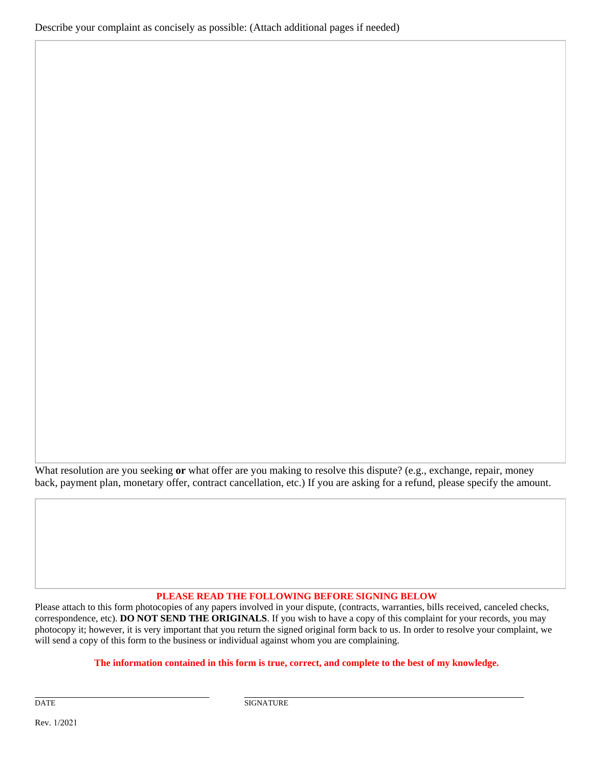Describe your complaint as concisely as possible: (Attach additional pages if needed)

What resolution are you seeking **or** what offer are you making to resolve this dispute? (e.g., exchange, repair, money back, payment plan, monetary offer, contract cancellation, etc.) If you are asking for a refund, please specify the amount.

**PLEASE READ THE FOLLOWING BEFORE SIGNING BELOW**

Please attach to this form photocopies of any papers involved in your dispute, (contracts, warranties, bills received, canceled checks, correspondence, etc). **DO NOT SEND THE ORIGINALS**. If you wish to have a copy of this complaint for your records, you may photocopy it; however, it is very important that you return the signed original form back to us. In order to resolve your complaint, we will send a copy of this form to the business or individual against whom you are complaining.

**The information contained in this form is true, correct, and complete to the best of my knowledge.**

DATE

SIGNATURE

Rev. 1/2021